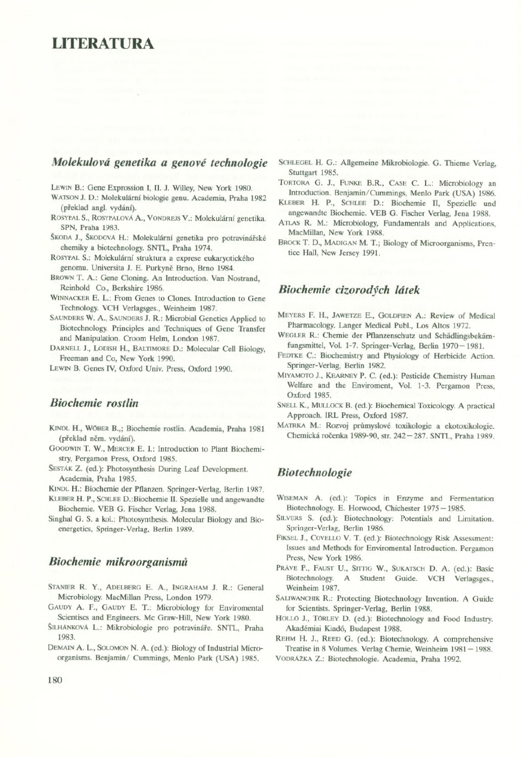# LITERATURA

## *Molekulová genetika a genové technologie*

LEWIN B.: Gene Expression I, II. J. Willey, New York 1980.

WATSON J. D.: Molekulární biologie genu. Academia, Praha 1982 (překlad angl. vydání).

ROSYPAL S., ROSYPALOVÁ A., VONDREJS V.: Molekulární genetika. SPN, Praha 1983.

ŠKODA J., ŠKODOVÁ H.: Molekulární genetika pro potravinářské chemiky a biotechnology. SNTL, Praha 1974.

ROSYPAL S.: Molekulární struktura a exprese eukaryotického genomu. Universita J. E. Purkyně Brno, Brno 1984.

BROWN T. A.: Gene Cloning. An Introduction. Van Nostrand, Reinhold Co., Berkshire 1986.

WINNACKER E. L.: From Genes to Clones. Introduction to Gene Technology. VCH Verlagsges., Weinheim 1987.

SAUNDERS W. A., SAUNDERS J. R.: Microbial Genetics Applied to Biotechnology. Principles and Techniques of Gene Transfer and Manipulation. Croom Helm, London 1987.

DARNELL J., LODISH H., BALTIMORE D.: Molecular Cell Biology, Freeman and Co, New York 1990.

LEWIN B. Genes IV, Oxford Univ. Press, Oxford 1990.

## *Biochemie rostlin*

KINDL H., WÖBER B.,; Biochemie rostlin. Academia, Praha 1981 (překlad něm. vydání).

GOODWIN T. W., MERCER E. I.: Introduction to Plant Biochemistry, Pergamon Press, Oxford 1985.

ŠESTÁK Z. (ed.): Photosynthesis During Leaf Development. Academia, Praha 1985.

KINDL H.: Biochemie der Pflanzen. Springer-Verlag, Berlin 1987.

KLEBER H. P., SCHLEE D.:Biochemie II. Spezielle und angewandte Biochemie. VEB G. Fischer Verlag, Jena 1988.

Singhal G. S. a kol.: Photosynthesis. Molecular Biology and Bioenergetics, Springer-Verlag, Berlin 1989.

## *Biochemie mikroorganismů*

STANIER R. Y., ADELBERG E. A., INGRAHAM J. R.: General Microbiology. MacMillan Press, London 1979.

GAUDY A. F., GAUDY E. T.: Microbiology for Enviromental Scientiscs and Engineers. Mc Graw-Hill, New York 1980.

ŠILHÁNKOVÁ L.: Mikrobiologie pro potravináře. SNTL, Praha 1983.

DEMAIN A. L., SOLOMON N. A. (ed.): Biology of Industrial Microorganisms. Benjamin/ Cummings, Menlo Park (USA) 1985.

SCHLEGEL H. G.: Allgemeine Mikrobiologie. G. Thieme Verlag, Stuttgart 1985.

TORTORA G. J., FUNKE B.R., CASE C. L.: Microbiology an Introduction. Benjamin/Cummings, Menlo Park (USA) 1986.

KLEBER H. P., SCHLEE D.: Biochemie II, Spezielle und angewandte Biochemie. VEB G. Fischer Verlag, Jena 1988.

ATLAS R. M.: Microbiology, Fundamentals and Applications, MacMillan, New York 1988.

BROCK T. D., MADIGAN M. T.; Biology of Microorganisms, Prentice Hall, New Jersey 1991.

## *Biochemie cizorodých látek*

MEYERS F. H., JAWETZE E., GOLDFIEN A.: Review of Medical Pharmacology. Langer Medical Publ., Los Altos 1972.

WEGLER R.: Chemie der Pflanzenschutz und Schädlingsbekämfungsmittel, Vol. 1-7. Springer-Verlag, Berlin 1970–1981.

FEDTKE C.: Biochemistry and Physiology of Herbicide Action. Springer-Verlag, Berlin 1982.

MIYAMOTO J., KEARNEY P. C. (ed.): Pesticide Chemistry Human Welfare and the Enviroment, Vol. 1-3. Pergamon Press, Oxford 1985.

SNELL K., MULLOCK B. (ed.): Biochemical Toxicology. A practical Approach. IRL Press, Oxford 1987.

MATRKA M.: Rozvoj průmyslové toxikologie a ekotoxikologie. Chemická ročenka 1989-90, str. 242–287. SNTL, Praha 1989.

## *Biotechnologie*

WISEMAN A. (ed.): Topics in Enzyme and Fermentation Biotechnology. E. Horwood, Chichester 1975–1985.

SILVERS S. (ed.): Biotechnology: Potentials and Limitation. Springer-Verlag, Berlin 1986.

FIKSEL J., COVELLO V. T. (ed.): Biotechnology Risk Assessment: Issues and Methods for Enviromental Introduction. Pergamon Press, New York 1986.

PRÁVE P., FAUST U., SITTIG W., SUKATSCH D. A. (ed.): Basic Biotechnology. A Student Guide. VCH Verlagsges., Weinheim 1987.

SALIWANCHIK R.: Protecting Biotechnology Invention. A Guide for Scientists. Springer-Verlag, Berlin 1988.

HOLLÓ J., TÖRLEY D. (ed.): Biotechnology and Food Industry. Akadémiai Kiadó, Budapest 1988.

REHM H. J., REED G. (ed.): Biotechnology. A comprehensive Treatise in 8 Volumes. Verlag Chemie, Weinheim 1981–1988.

VODRÁŽKA Z.: Biotechnologie. Academia, Praha 1992.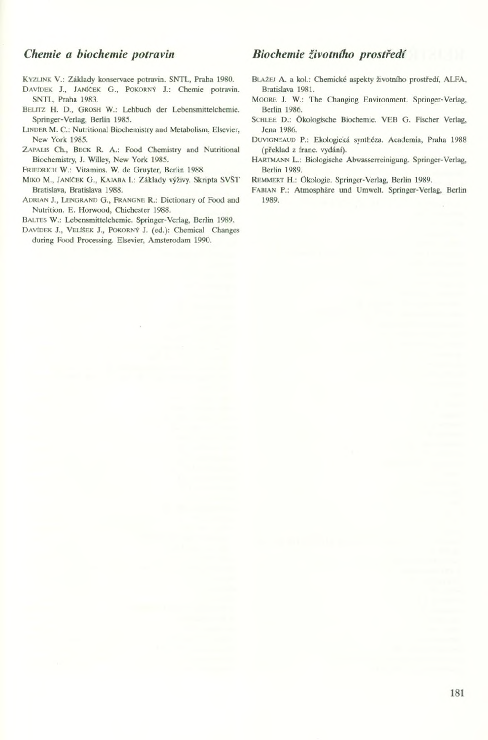## *Chemie a biochemie potravin*

KYZLINK V.: Základy konservace potravin. SNTL, Praha 1980.

DAVÍDEK J., JANÍČEK G., POKORNÝ J.: Chemie potravin. SNTL, Praha 1983.

BELITZ H. D., GROSH W.: Lehbuch der Lebensmittelchemie. Springer-Verlag, Berlin 1985.

LINDER M. C.: Nutritional Biochemistry and Metabolism, Elsevier, New York 1985.

ZAPALIS Ch., BECK R. A.: Food Chemistry and Nutritional Biochemistry, J. Willey, New York 1985.

FRIEDRICH W.: Vitamins. W. de Gruyter, Berlin 1988.

MIKO M., JANÍČEK G., KAJABA I.: Základy výživy. Skripta SVŠT Bratislava, Bratislava 1988.

ADRIAN J., LENGRAND G., FRANGNE R.: Dictionary of Food and Nutrition. E. Horwood, Chichester 1988.

BALTES W.: Lebensmittelchemie. Springer-Verlag, Berlin 1989.

DAVÍDEK J., VELÍŠEK J., POKORNÝ J. (ed.): Chemical Changes during Food Processing. Elsevier, Amsterodam 1990.

## *Biochemie životního prostředí*

BLAŽEJ A. a kol.: Chemické aspekty životního prostředí, ALFA, Bratislava 1981.

MOORE J. W.: The Changing Environment. Springer-Verlag, Berlin 1986.

SCHLEE D.: Ökologische Biochemie. VEB G. Fischer Verlag, Jena 1986.

DUVIGNEAUD P.: Ekologická synthéza. Academia, Praha 1988 (překlad z franc. vydání).

HARTMANN L.: Biologische Abwasserreinigung. Springer-Verlag, Berlin 1989.

REMMERT H.: Ökologie. Springer-Verlag, Berlin 1989.

FABIAN P.: Atmosphäre und Umwelt. Springer-Verlag, Berlin 1989.